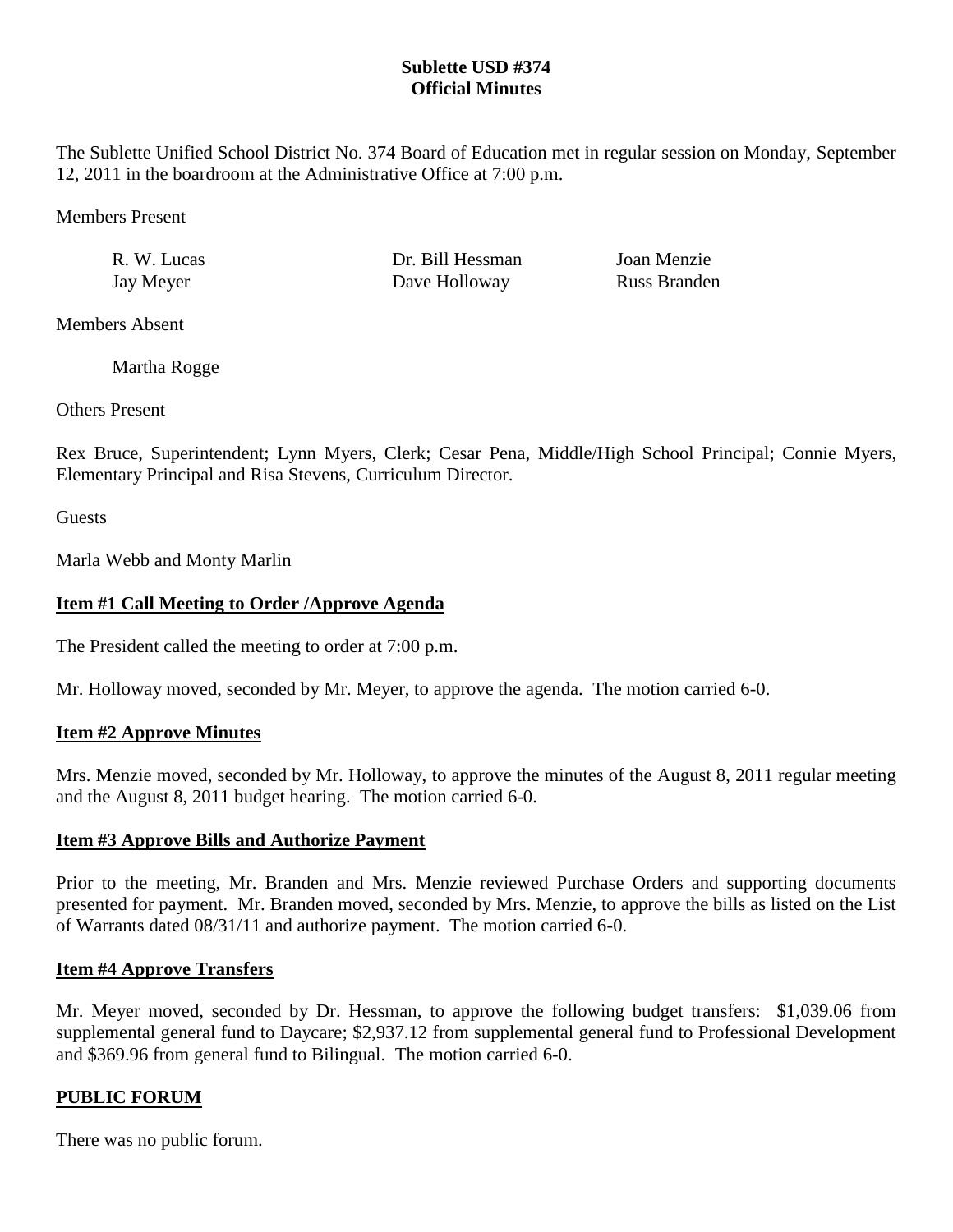**Sublette USD #374**
**Official Minutes**

The Sublette Unified School District No. 374 Board of Education met in regular session on Monday, September 12, 2011 in the boardroom at the Administrative Office at 7:00 p.m.

Members Present

| | | |
|---|---|---|
| R. W. Lucas | Dr. Bill Hessman | Joan Menzie |
| Jay Meyer | Dave Holloway | Russ Branden |

Members Absent

Martha Rogge

Others Present

Rex Bruce, Superintendent; Lynn Myers, Clerk; Cesar Pena, Middle/High School Principal; Connie Myers, Elementary Principal and Risa Stevens, Curriculum Director.

Guests

Marla Webb and Monty Marlin

**Item #1 Call Meeting to Order /Approve Agenda**

The President called the meeting to order at 7:00 p.m.

Mr. Holloway moved, seconded by Mr. Meyer, to approve the agenda. The motion carried 6-0.

**Item #2 Approve Minutes**

Mrs. Menzie moved, seconded by Mr. Holloway, to approve the minutes of the August 8, 2011 regular meeting and the August 8, 2011 budget hearing. The motion carried 6-0.

**Item #3 Approve Bills and Authorize Payment**

Prior to the meeting, Mr. Branden and Mrs. Menzie reviewed Purchase Orders and supporting documents presented for payment. Mr. Branden moved, seconded by Mrs. Menzie, to approve the bills as listed on the List of Warrants dated 08/31/11 and authorize payment. The motion carried 6-0.

**Item #4 Approve Transfers**

Mr. Meyer moved, seconded by Dr. Hessman, to approve the following budget transfers: $1,039.06 from supplemental general fund to Daycare; $2,937.12 from supplemental general fund to Professional Development and $369.96 from general fund to Bilingual. The motion carried 6-0.

**PUBLIC FORUM**

There was no public forum.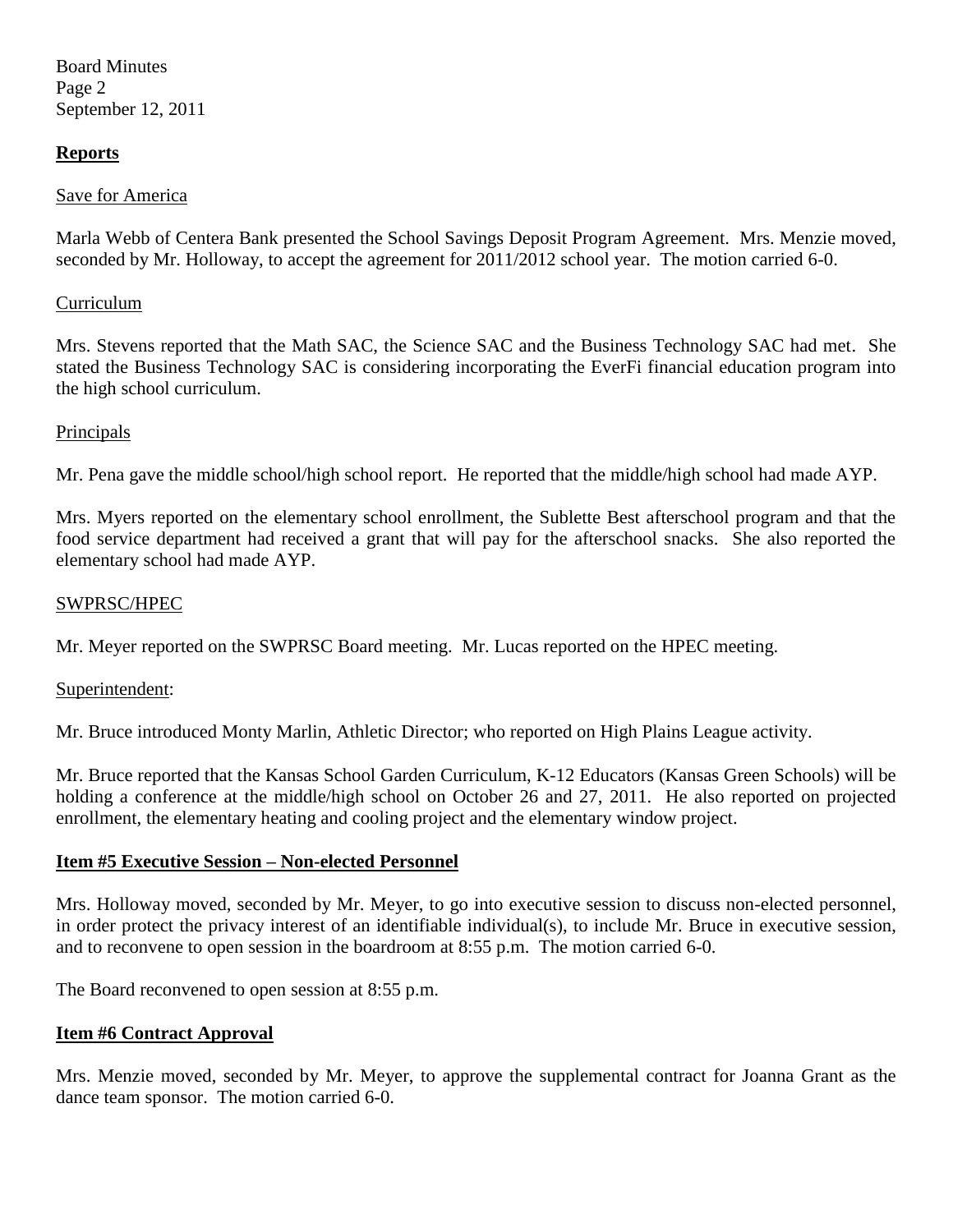**Reports**

Save for America

Marla Webb of Centera Bank presented the School Savings Deposit Program Agreement. Mrs. Menzie moved, seconded by Mr. Holloway, to accept the agreement for 2011/2012 school year. The motion carried 6-0.

Curriculum

Mrs. Stevens reported that the Math SAC, the Science SAC and the Business Technology SAC had met. She stated the Business Technology SAC is considering incorporating the EverFi financial education program into the high school curriculum.

Principals

Mr. Pena gave the middle school/high school report. He reported that the middle/high school had made AYP.

Mrs. Myers reported on the elementary school enrollment, the Sublette Best afterschool program and that the food service department had received a grant that will pay for the afterschool snacks. She also reported the elementary school had made AYP.

SWPRSC/HPEC

Mr. Meyer reported on the SWPRSC Board meeting. Mr. Lucas reported on the HPEC meeting.

Superintendent:

Mr. Bruce introduced Monty Marlin, Athletic Director; who reported on High Plains League activity.

Mr. Bruce reported that the Kansas School Garden Curriculum, K-12 Educators (Kansas Green Schools) will be holding a conference at the middle/high school on October 26 and 27, 2011. He also reported on projected enrollment, the elementary heating and cooling project and the elementary window project.

**Item #5 Executive Session – Non-elected Personnel**

Mrs. Holloway moved, seconded by Mr. Meyer, to go into executive session to discuss non-elected personnel, in order protect the privacy interest of an identifiable individual(s), to include Mr. Bruce in executive session, and to reconvene to open session in the boardroom at 8:55 p.m. The motion carried 6-0.

The Board reconvened to open session at 8:55 p.m.

**Item #6 Contract Approval**

Mrs. Menzie moved, seconded by Mr. Meyer, to approve the supplemental contract for Joanna Grant as the dance team sponsor. The motion carried 6-0.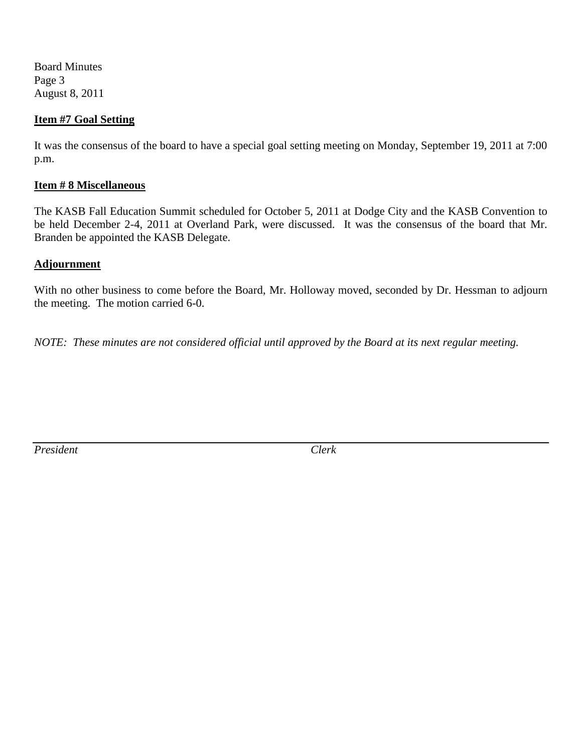Board Minutes
Page 3
August 8, 2011

**Item #7 Goal Setting**

It was the consensus of the board to have a special goal setting meeting on Monday, September 19, 2011 at 7:00 p.m.

**Item # 8 Miscellaneous**

The KASB Fall Education Summit scheduled for October 5, 2011 at Dodge City and the KASB Convention to be held December 2-4, 2011 at Overland Park, were discussed. It was the consensus of the board that Mr. Branden be appointed the KASB Delegate.

**Adjournment**

With no other business to come before the Board, Mr. Holloway moved, seconded by Dr. Hessman to adjourn the meeting. The motion carried 6-0.

*NOTE: These minutes are not considered official until approved by the Board at its next regular meeting.*

*President* *Clerk*